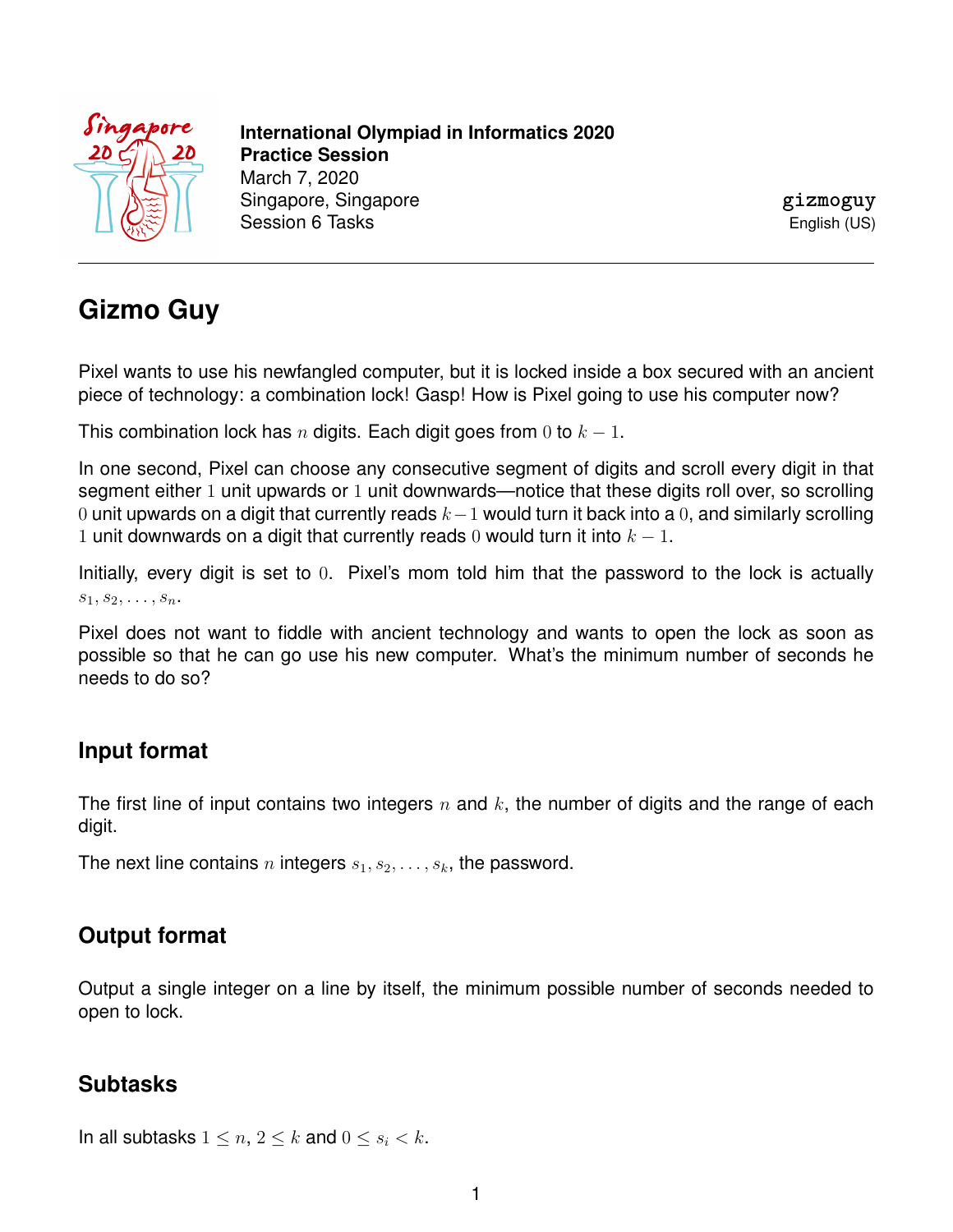**International Olympiad in Informatics 2020**
**Practice Session**
March 7, 2020
Singapore, Singapore
Session 6 Tasks

gizmoguy
English (US)

# Gizmo Guy

Pixel wants to use his newfangled computer, but it is locked inside a box secured with an ancient piece of technology: a combination lock! Gasp! How is Pixel going to use his computer now?

This combination lock has $n$ digits. Each digit goes from $0$ to $k-1$.

In one second, Pixel can choose any consecutive segment of digits and scroll every digit in that segment either $1$ unit upwards or $1$ unit downwards—notice that these digits roll over, so scrolling $0$ unit upwards on a digit that currently reads $k-1$ would turn it back into a $0$, and similarly scrolling $1$ unit downwards on a digit that currently reads $0$ would turn it into $k-1$.

Initially, every digit is set to $0$. Pixel's mom told him that the password to the lock is actually $s_1, s_2, \ldots, s_n$.

Pixel does not want to fiddle with ancient technology and wants to open the lock as soon as possible so that he can go use his new computer. What's the minimum number of seconds he needs to do so?

## Input format

The first line of input contains two integers $n$ and $k$, the number of digits and the range of each digit.

The next line contains $n$ integers $s_1, s_2, \ldots, s_k$, the password.

## Output format

Output a single integer on a line by itself, the minimum possible number of seconds needed to open to lock.

## Subtasks

In all subtasks $1 \leq n$, $2 \leq k$ and $0 \leq s_i < k$.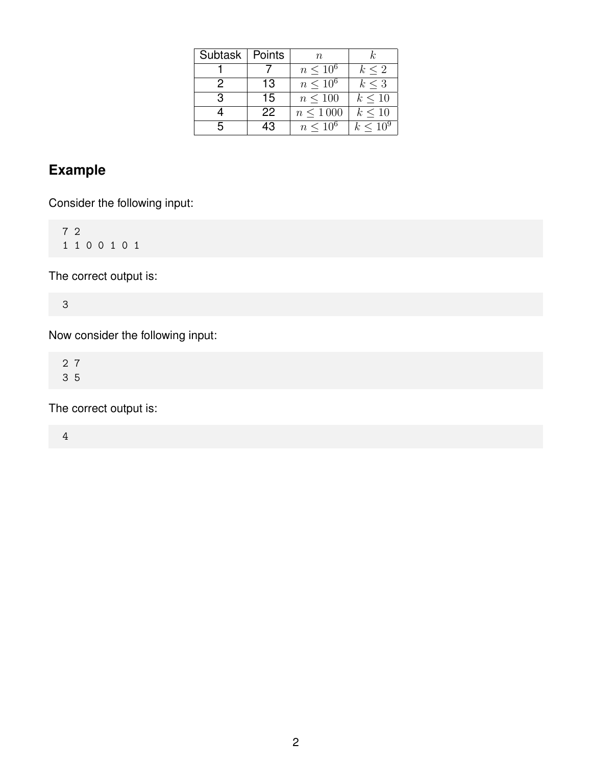| Subtask | Points | $n$ | $k$ |
|---|---|---|---|
| 1 | 7 | $n \le 10^6$ | $k \le 2$ |
| 2 | 13 | $n \le 10^6$ | $k \le 3$ |
| 3 | 15 | $n \le 100$ | $k \le 10$ |
| 4 | 22 | $n \le 1\,000$ | $k \le 10$ |
| 5 | 43 | $n \le 10^6$ | $k \le 10^9$ |

## Example

Consider the following input:

```
7 2
1 1 0 0 1 0 1
```

The correct output is:

```
3
```

Now consider the following input:

```
2 7
3 5
```

The correct output is:

```
4
```